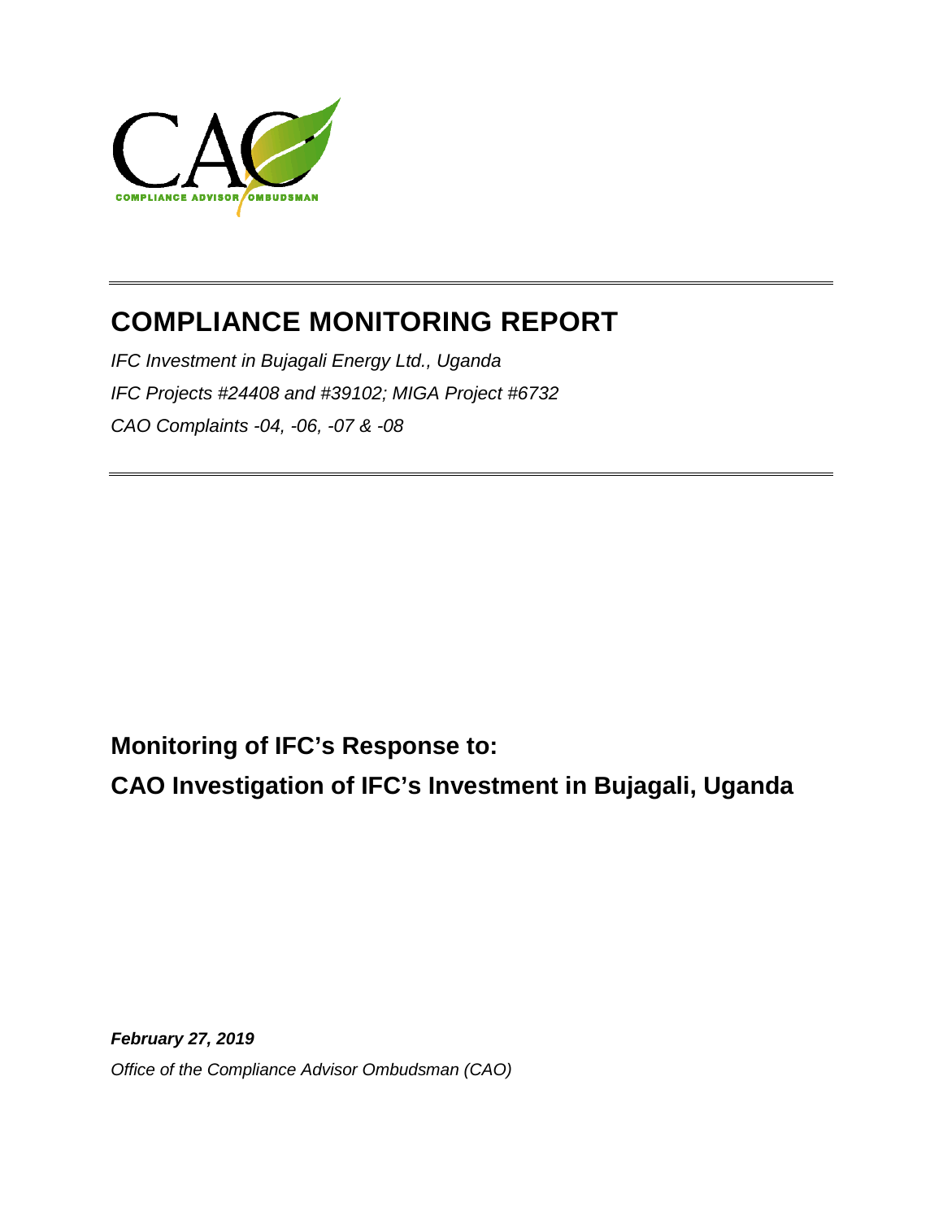CAO

COMPLIANCE ADVISOR OMBUDSMAN

# COMPLIANCE MONITORING REPORT

*IFC Investment in Bujagali Energy Ltd., Uganda*

*IFC Projects #24408 and #39102; MIGA Project #6732*

*CAO Complaints -04, -06, -07 & -08*

## Monitoring of IFC's Response to:

## CAO Investigation of IFC's Investment in Bujagali, Uganda

***February 27, 2019***

*Office of the Compliance Advisor Ombudsman (CAO)*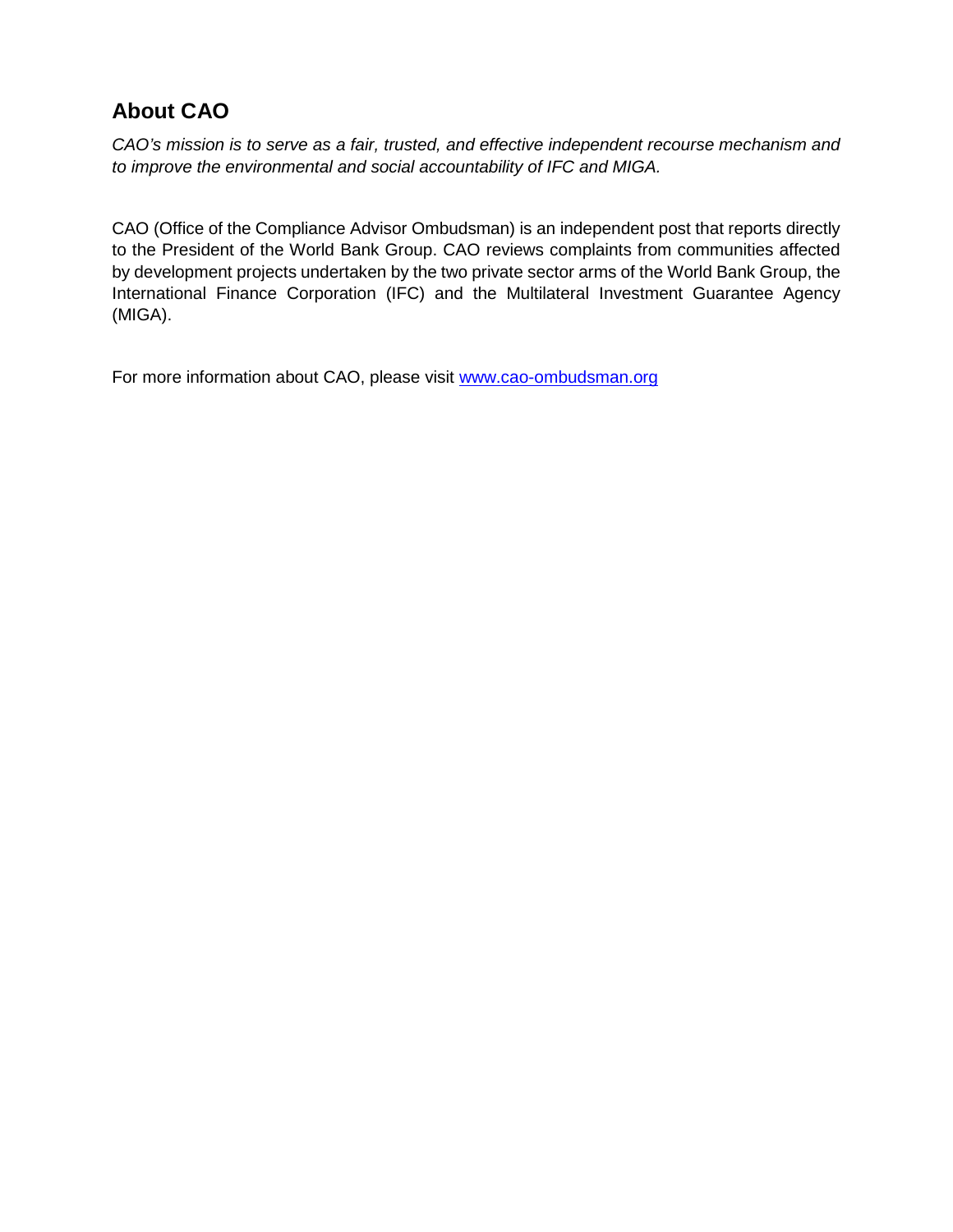## About CAO

*CAO's mission is to serve as a fair, trusted, and effective independent recourse mechanism and to improve the environmental and social accountability of IFC and MIGA.*

CAO (Office of the Compliance Advisor Ombudsman) is an independent post that reports directly to the President of the World Bank Group. CAO reviews complaints from communities affected by development projects undertaken by the two private sector arms of the World Bank Group, the International Finance Corporation (IFC) and the Multilateral Investment Guarantee Agency (MIGA).

For more information about CAO, please visit [www.cao-ombudsman.org](http://www.cao-ombudsman.org)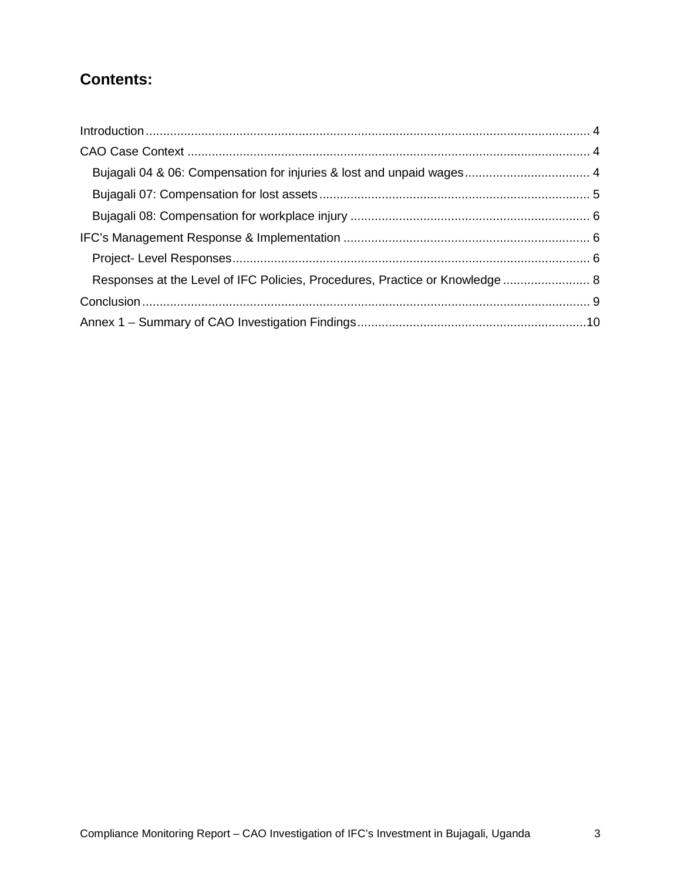## Contents:

- Introduction ..... 4
- CAO Case Context ..... 4
  - Bujagali 04 & 06: Compensation for injuries & lost and unpaid wages ..... 4
  - Bujagali 07: Compensation for lost assets ..... 5
  - Bujagali 08: Compensation for workplace injury ..... 6
- IFC's Management Response & Implementation ..... 6
  - Project- Level Responses ..... 6
  - Responses at the Level of IFC Policies, Procedures, Practice or Knowledge ..... 8
- Conclusion ..... 9
- Annex 1 – Summary of CAO Investigation Findings ..... 10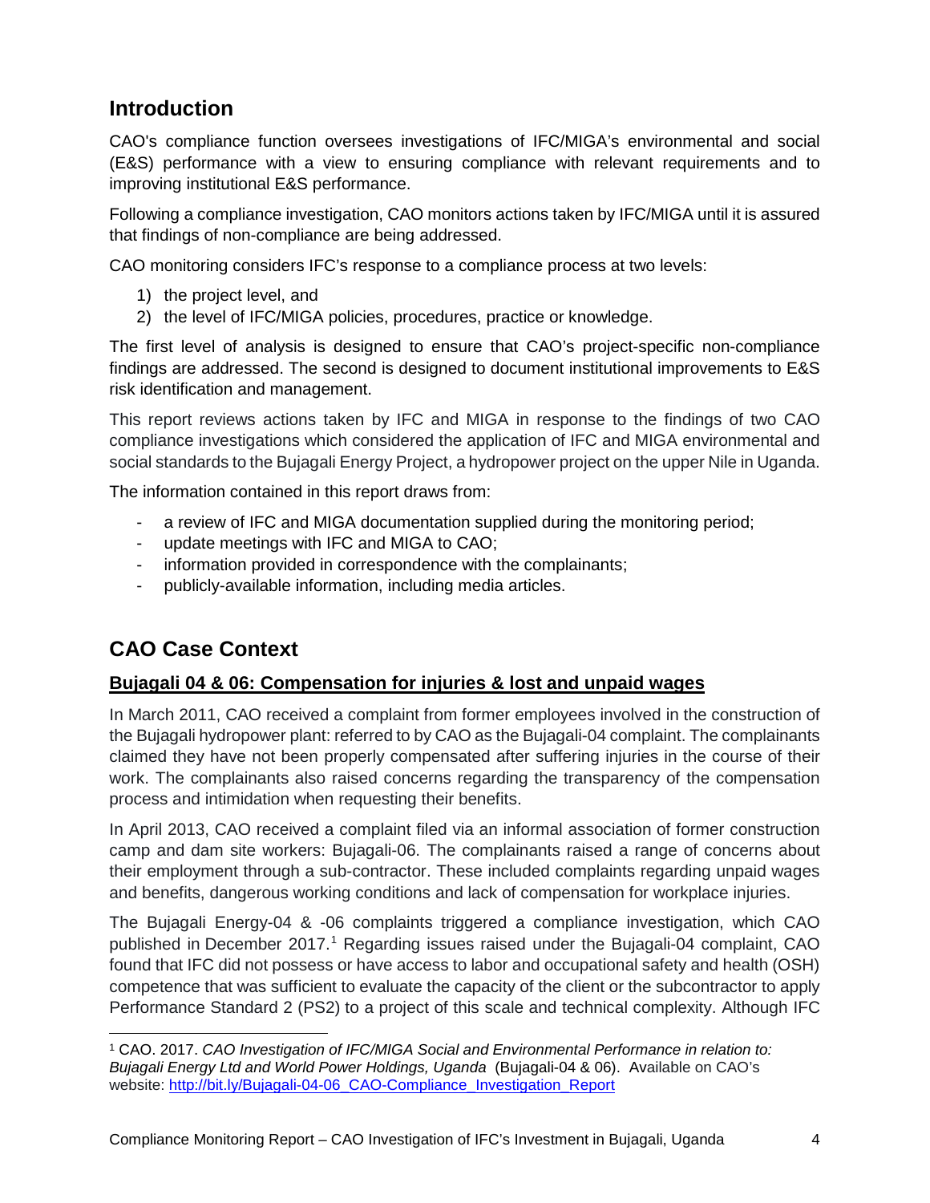## Introduction

CAO's compliance function oversees investigations of IFC/MIGA's environmental and social (E&S) performance with a view to ensuring compliance with relevant requirements and to improving institutional E&S performance.

Following a compliance investigation, CAO monitors actions taken by IFC/MIGA until it is assured that findings of non-compliance are being addressed.

CAO monitoring considers IFC's response to a compliance process at two levels:

1) the project level, and
2) the level of IFC/MIGA policies, procedures, practice or knowledge.

The first level of analysis is designed to ensure that CAO's project-specific non-compliance findings are addressed. The second is designed to document institutional improvements to E&S risk identification and management.

This report reviews actions taken by IFC and MIGA in response to the findings of two CAO compliance investigations which considered the application of IFC and MIGA environmental and social standards to the Bujagali Energy Project, a hydropower project on the upper Nile in Uganda.

The information contained in this report draws from:

- a review of IFC and MIGA documentation supplied during the monitoring period;
- update meetings with IFC and MIGA to CAO;
- information provided in correspondence with the complainants;
- publicly-available information, including media articles.

## CAO Case Context

### Bujagali 04 & 06: Compensation for injuries & lost and unpaid wages

In March 2011, CAO received a complaint from former employees involved in the construction of the Bujagali hydropower plant: referred to by CAO as the Bujagali-04 complaint. The complainants claimed they have not been properly compensated after suffering injuries in the course of their work. The complainants also raised concerns regarding the transparency of the compensation process and intimidation when requesting their benefits.

In April 2013, CAO received a complaint filed via an informal association of former construction camp and dam site workers: Bujagali-06. The complainants raised a range of concerns about their employment through a sub-contractor. These included complaints regarding unpaid wages and benefits, dangerous working conditions and lack of compensation for workplace injuries.

The Bujagali Energy-04 & -06 complaints triggered a compliance investigation, which CAO published in December 2017.[1] Regarding issues raised under the Bujagali-04 complaint, CAO found that IFC did not possess or have access to labor and occupational safety and health (OSH) competence that was sufficient to evaluate the capacity of the client or the subcontractor to apply Performance Standard 2 (PS2) to a project of this scale and technical complexity. Although IFC

[1] CAO. 2017. *CAO Investigation of IFC/MIGA Social and Environmental Performance in relation to: Bujagali Energy Ltd and World Power Holdings, Uganda* (Bujagali-04 & 06). Available on CAO's website: http://bit.ly/Bujagali-04-06_CAO-Compliance_Investigation_Report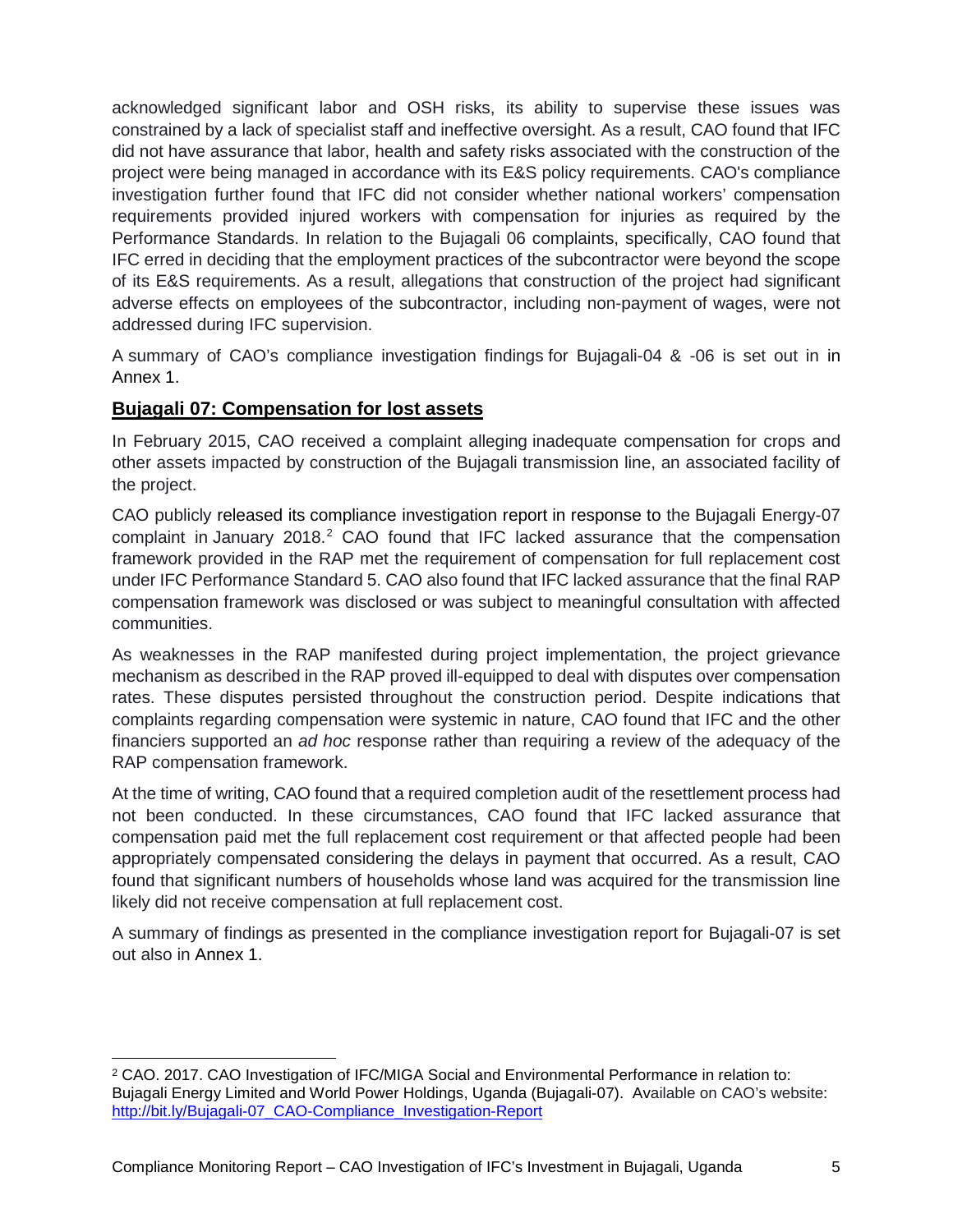acknowledged significant labor and OSH risks, its ability to supervise these issues was constrained by a lack of specialist staff and ineffective oversight. As a result, CAO found that IFC did not have assurance that labor, health and safety risks associated with the construction of the project were being managed in accordance with its E&S policy requirements. CAO's compliance investigation further found that IFC did not consider whether national workers' compensation requirements provided injured workers with compensation for injuries as required by the Performance Standards. In relation to the Bujagali 06 complaints, specifically, CAO found that IFC erred in deciding that the employment practices of the subcontractor were beyond the scope of its E&S requirements. As a result, allegations that construction of the project had significant adverse effects on employees of the subcontractor, including non-payment of wages, were not addressed during IFC supervision.

A summary of CAO's compliance investigation findings for Bujagali-04 & -06 is set out in in Annex 1.

## Bujagali 07: Compensation for lost assets

In February 2015, CAO received a complaint alleging inadequate compensation for crops and other assets impacted by construction of the Bujagali transmission line, an associated facility of the project.

CAO publicly released its compliance investigation report in response to the Bujagali Energy-07 complaint in January 2018.[2] CAO found that IFC lacked assurance that the compensation framework provided in the RAP met the requirement of compensation for full replacement cost under IFC Performance Standard 5. CAO also found that IFC lacked assurance that the final RAP compensation framework was disclosed or was subject to meaningful consultation with affected communities.

As weaknesses in the RAP manifested during project implementation, the project grievance mechanism as described in the RAP proved ill-equipped to deal with disputes over compensation rates. These disputes persisted throughout the construction period. Despite indications that complaints regarding compensation were systemic in nature, CAO found that IFC and the other financiers supported an *ad hoc* response rather than requiring a review of the adequacy of the RAP compensation framework.

At the time of writing, CAO found that a required completion audit of the resettlement process had not been conducted. In these circumstances, CAO found that IFC lacked assurance that compensation paid met the full replacement cost requirement or that affected people had been appropriately compensated considering the delays in payment that occurred. As a result, CAO found that significant numbers of households whose land was acquired for the transmission line likely did not receive compensation at full replacement cost.

A summary of findings as presented in the compliance investigation report for Bujagali-07 is set out also in Annex 1.

---

[2] CAO. 2017. CAO Investigation of IFC/MIGA Social and Environmental Performance in relation to: Bujagali Energy Limited and World Power Holdings, Uganda (Bujagali-07). Available on CAO's website: http://bit.ly/Bujagali-07_CAO-Compliance_Investigation-Report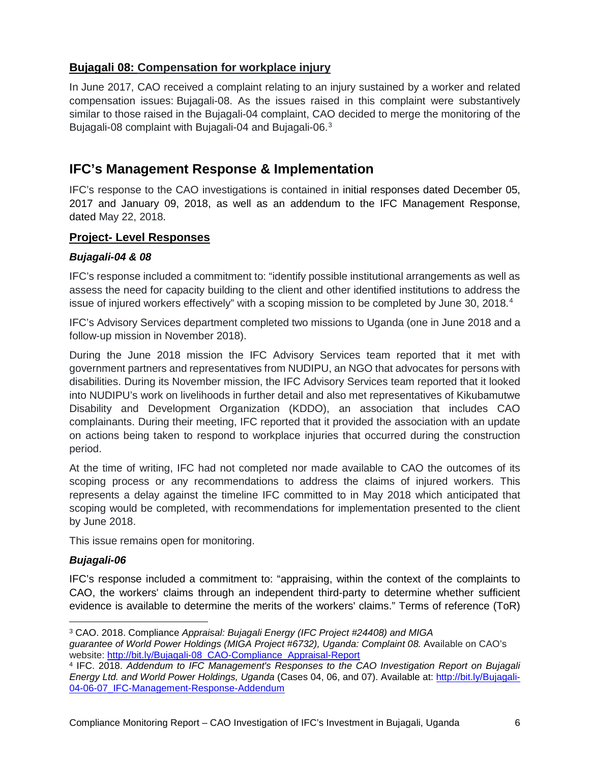### Bujagali 08: Compensation for workplace injury

In June 2017, CAO received a complaint relating to an injury sustained by a worker and related compensation issues: Bujagali-08. As the issues raised in this complaint were substantively similar to those raised in the Bujagali-04 complaint, CAO decided to merge the monitoring of the Bujagali-08 complaint with Bujagali-04 and Bujagali-06.[3]

## IFC's Management Response & Implementation

IFC's response to the CAO investigations is contained in initial responses dated December 05, 2017 and January 09, 2018, as well as an addendum to the IFC Management Response, dated May 22, 2018.

### Project- Level Responses

#### *Bujagali-04 & 08*

IFC's response included a commitment to: "identify possible institutional arrangements as well as assess the need for capacity building to the client and other identified institutions to address the issue of injured workers effectively" with a scoping mission to be completed by June 30, 2018.[4]

IFC's Advisory Services department completed two missions to Uganda (one in June 2018 and a follow-up mission in November 2018).

During the June 2018 mission the IFC Advisory Services team reported that it met with government partners and representatives from NUDIPU, an NGO that advocates for persons with disabilities. During its November mission, the IFC Advisory Services team reported that it looked into NUDIPU's work on livelihoods in further detail and also met representatives of Kikubamutwe Disability and Development Organization (KDDO), an association that includes CAO complainants. During their meeting, IFC reported that it provided the association with an update on actions being taken to respond to workplace injuries that occurred during the construction period.

At the time of writing, IFC had not completed nor made available to CAO the outcomes of its scoping process or any recommendations to address the claims of injured workers. This represents a delay against the timeline IFC committed to in May 2018 which anticipated that scoping would be completed, with recommendations for implementation presented to the client by June 2018.

This issue remains open for monitoring.

#### *Bujagali-06*

IFC's response included a commitment to: "appraising, within the context of the complaints to CAO, the workers' claims through an independent third-party to determine whether sufficient evidence is available to determine the merits of the workers' claims." Terms of reference (ToR)

---

[3] CAO. 2018. Compliance *Appraisal: Bujagali Energy (IFC Project #24408) and MIGA guarantee of World Power Holdings (MIGA Project #6732), Uganda: Complaint 08.* Available on CAO's website: http://bit.ly/Bujagali-08_CAO-Compliance_Appraisal-Report

[4] IFC. 2018. *Addendum to IFC Management's Responses to the CAO Investigation Report on Bujagali Energy Ltd. and World Power Holdings, Uganda* (Cases 04, 06, and 07). Available at: http://bit.ly/Bujagali-04-06-07_IFC-Management-Response-Addendum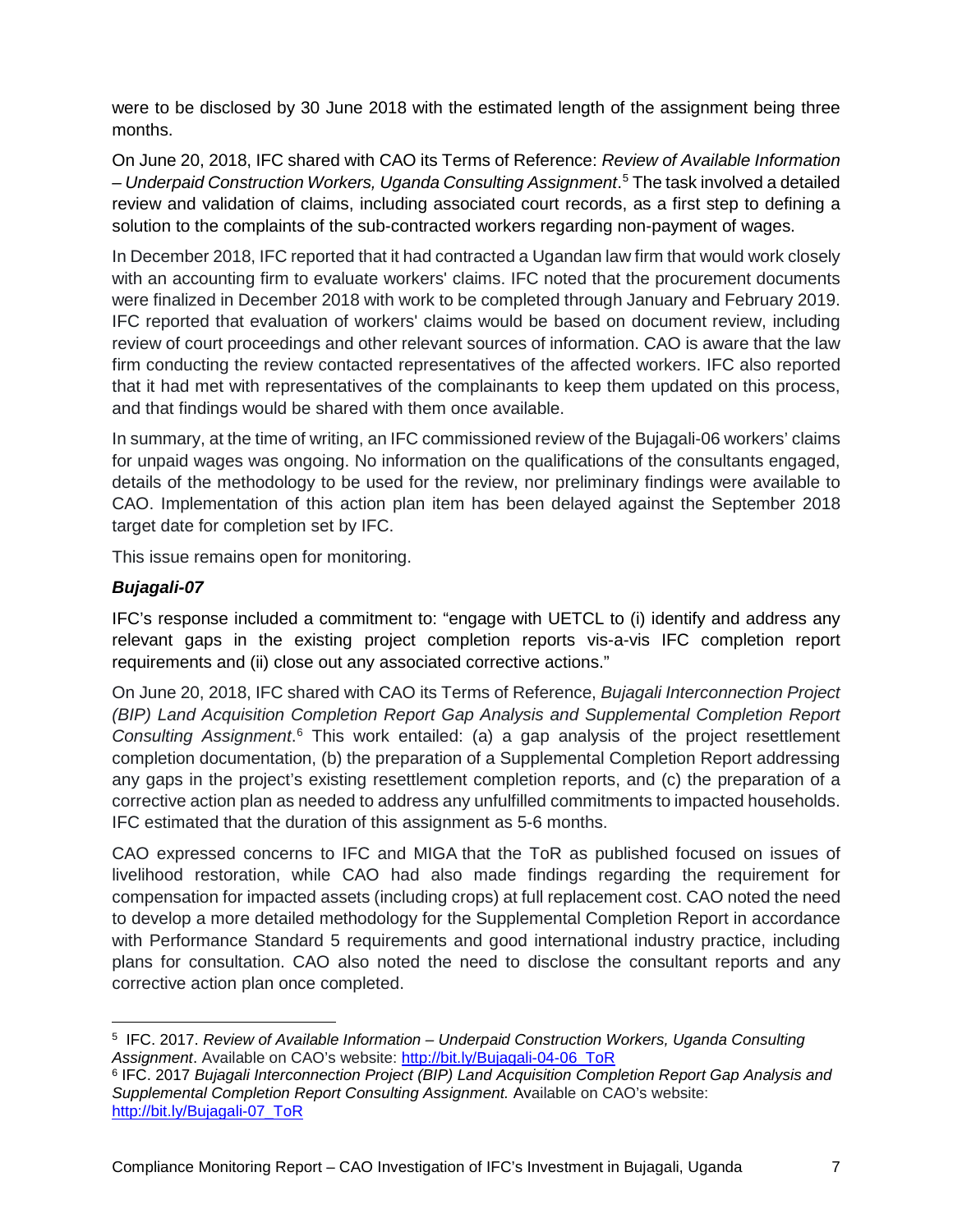were to be disclosed by 30 June 2018 with the estimated length of the assignment being three months.

On June 20, 2018, IFC shared with CAO its Terms of Reference: *Review of Available Information – Underpaid Construction Workers, Uganda Consulting Assignment*.[5] The task involved a detailed review and validation of claims, including associated court records, as a first step to defining a solution to the complaints of the sub-contracted workers regarding non-payment of wages.

In December 2018, IFC reported that it had contracted a Ugandan law firm that would work closely with an accounting firm to evaluate workers' claims. IFC noted that the procurement documents were finalized in December 2018 with work to be completed through January and February 2019. IFC reported that evaluation of workers' claims would be based on document review, including review of court proceedings and other relevant sources of information. CAO is aware that the law firm conducting the review contacted representatives of the affected workers. IFC also reported that it had met with representatives of the complainants to keep them updated on this process, and that findings would be shared with them once available.

In summary, at the time of writing, an IFC commissioned review of the Bujagali-06 workers' claims for unpaid wages was ongoing. No information on the qualifications of the consultants engaged, details of the methodology to be used for the review, nor preliminary findings were available to CAO. Implementation of this action plan item has been delayed against the September 2018 target date for completion set by IFC.

This issue remains open for monitoring.

### *Bujagali-07*

IFC's response included a commitment to: "engage with UETCL to (i) identify and address any relevant gaps in the existing project completion reports vis-a-vis IFC completion report requirements and (ii) close out any associated corrective actions."

On June 20, 2018, IFC shared with CAO its Terms of Reference, *Bujagali Interconnection Project (BIP) Land Acquisition Completion Report Gap Analysis and Supplemental Completion Report Consulting Assignment*.[6] This work entailed: (a) a gap analysis of the project resettlement completion documentation, (b) the preparation of a Supplemental Completion Report addressing any gaps in the project's existing resettlement completion reports, and (c) the preparation of a corrective action plan as needed to address any unfulfilled commitments to impacted households. IFC estimated that the duration of this assignment as 5-6 months.

CAO expressed concerns to IFC and MIGA that the ToR as published focused on issues of livelihood restoration, while CAO had also made findings regarding the requirement for compensation for impacted assets (including crops) at full replacement cost. CAO noted the need to develop a more detailed methodology for the Supplemental Completion Report in accordance with Performance Standard 5 requirements and good international industry practice, including plans for consultation. CAO also noted the need to disclose the consultant reports and any corrective action plan once completed.

---

[5] IFC. 2017. *Review of Available Information – Underpaid Construction Workers, Uganda Consulting Assignment*. Available on CAO's website: http://bit.ly/Bujagali-04-06_ToR

[6] IFC. 2017 *Bujagali Interconnection Project (BIP) Land Acquisition Completion Report Gap Analysis and Supplemental Completion Report Consulting Assignment.* Available on CAO's website: http://bit.ly/Bujagali-07_ToR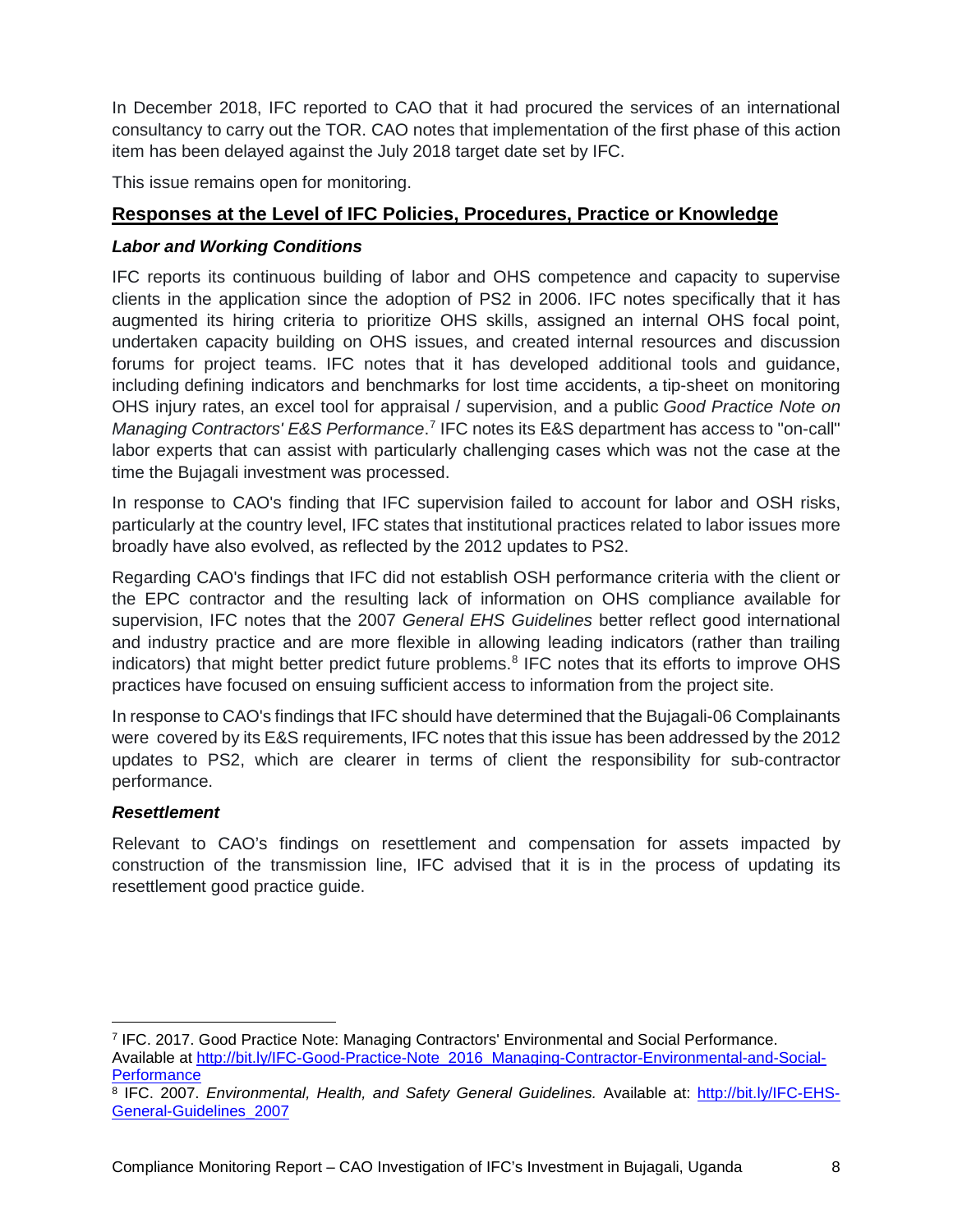In December 2018, IFC reported to CAO that it had procured the services of an international consultancy to carry out the TOR. CAO notes that implementation of the first phase of this action item has been delayed against the July 2018 target date set by IFC.

This issue remains open for monitoring.

## Responses at the Level of IFC Policies, Procedures, Practice or Knowledge

### *Labor and Working Conditions*

IFC reports its continuous building of labor and OHS competence and capacity to supervise clients in the application since the adoption of PS2 in 2006. IFC notes specifically that it has augmented its hiring criteria to prioritize OHS skills, assigned an internal OHS focal point, undertaken capacity building on OHS issues, and created internal resources and discussion forums for project teams. IFC notes that it has developed additional tools and guidance, including defining indicators and benchmarks for lost time accidents, a tip-sheet on monitoring OHS injury rates, an excel tool for appraisal / supervision, and a public *Good Practice Note on Managing Contractors' E&S Performance*.[7] IFC notes its E&S department has access to "on-call" labor experts that can assist with particularly challenging cases which was not the case at the time the Bujagali investment was processed.

In response to CAO's finding that IFC supervision failed to account for labor and OSH risks, particularly at the country level, IFC states that institutional practices related to labor issues more broadly have also evolved, as reflected by the 2012 updates to PS2.

Regarding CAO's findings that IFC did not establish OSH performance criteria with the client or the EPC contractor and the resulting lack of information on OHS compliance available for supervision, IFC notes that the 2007 *General EHS Guidelines* better reflect good international and industry practice and are more flexible in allowing leading indicators (rather than trailing indicators) that might better predict future problems.[8] IFC notes that its efforts to improve OHS practices have focused on ensuing sufficient access to information from the project site.

In response to CAO's findings that IFC should have determined that the Bujagali-06 Complainants were covered by its E&S requirements, IFC notes that this issue has been addressed by the 2012 updates to PS2, which are clearer in terms of client the responsibility for sub-contractor performance.

### *Resettlement*

Relevant to CAO's findings on resettlement and compensation for assets impacted by construction of the transmission line, IFC advised that it is in the process of updating its resettlement good practice guide.

---

[7] IFC. 2017. Good Practice Note: Managing Contractors' Environmental and Social Performance. Available at http://bit.ly/IFC-Good-Practice-Note_2016_Managing-Contractor-Environmental-and-Social-Performance

[8] IFC. 2007. *Environmental, Health, and Safety General Guidelines.* Available at: http://bit.ly/IFC-EHS-General-Guidelines_2007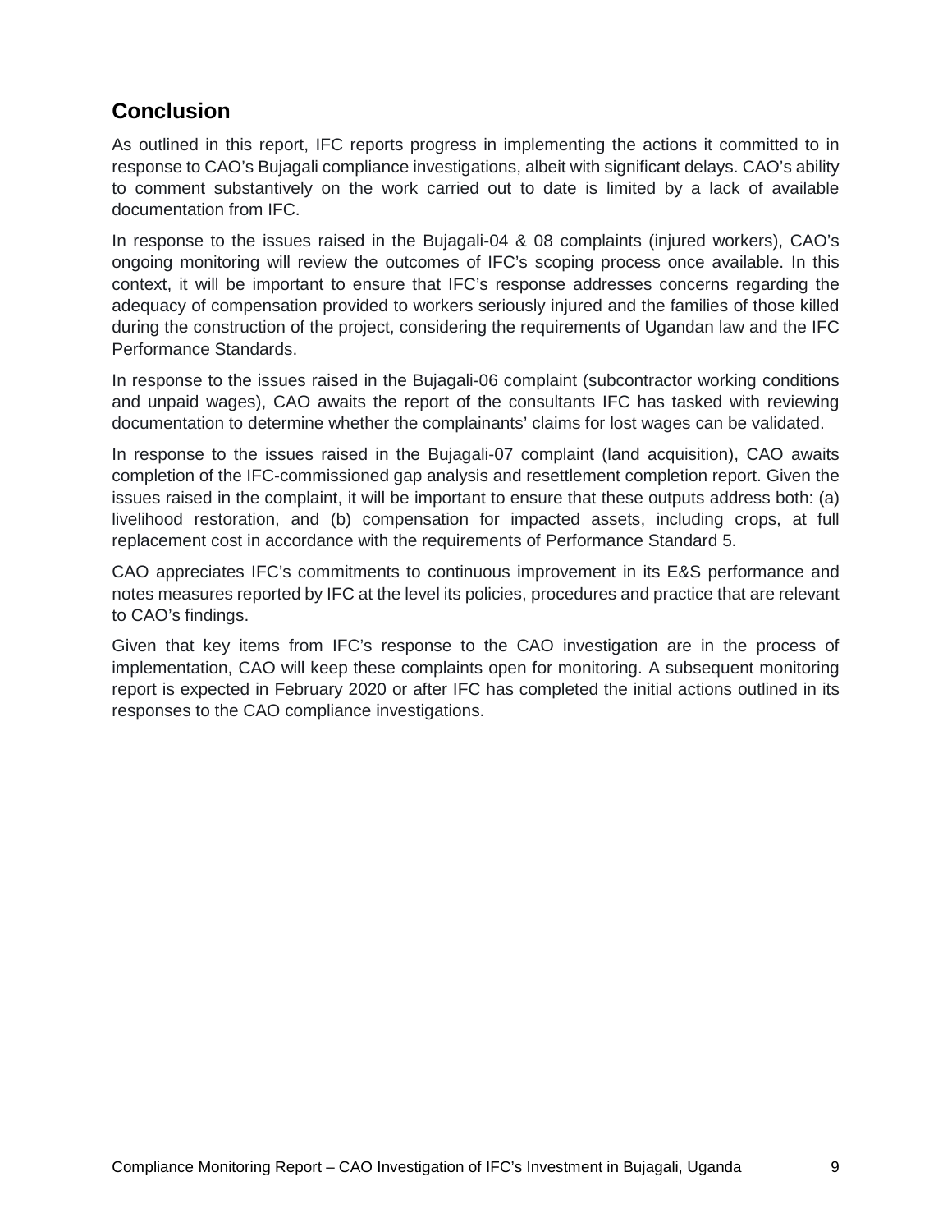## Conclusion

As outlined in this report, IFC reports progress in implementing the actions it committed to in response to CAO's Bujagali compliance investigations, albeit with significant delays. CAO's ability to comment substantively on the work carried out to date is limited by a lack of available documentation from IFC.

In response to the issues raised in the Bujagali-04 & 08 complaints (injured workers), CAO's ongoing monitoring will review the outcomes of IFC's scoping process once available. In this context, it will be important to ensure that IFC's response addresses concerns regarding the adequacy of compensation provided to workers seriously injured and the families of those killed during the construction of the project, considering the requirements of Ugandan law and the IFC Performance Standards.

In response to the issues raised in the Bujagali-06 complaint (subcontractor working conditions and unpaid wages), CAO awaits the report of the consultants IFC has tasked with reviewing documentation to determine whether the complainants' claims for lost wages can be validated.

In response to the issues raised in the Bujagali-07 complaint (land acquisition), CAO awaits completion of the IFC-commissioned gap analysis and resettlement completion report. Given the issues raised in the complaint, it will be important to ensure that these outputs address both: (a) livelihood restoration, and (b) compensation for impacted assets, including crops, at full replacement cost in accordance with the requirements of Performance Standard 5.

CAO appreciates IFC's commitments to continuous improvement in its E&S performance and notes measures reported by IFC at the level its policies, procedures and practice that are relevant to CAO's findings.

Given that key items from IFC's response to the CAO investigation are in the process of implementation, CAO will keep these complaints open for monitoring. A subsequent monitoring report is expected in February 2020 or after IFC has completed the initial actions outlined in its responses to the CAO compliance investigations.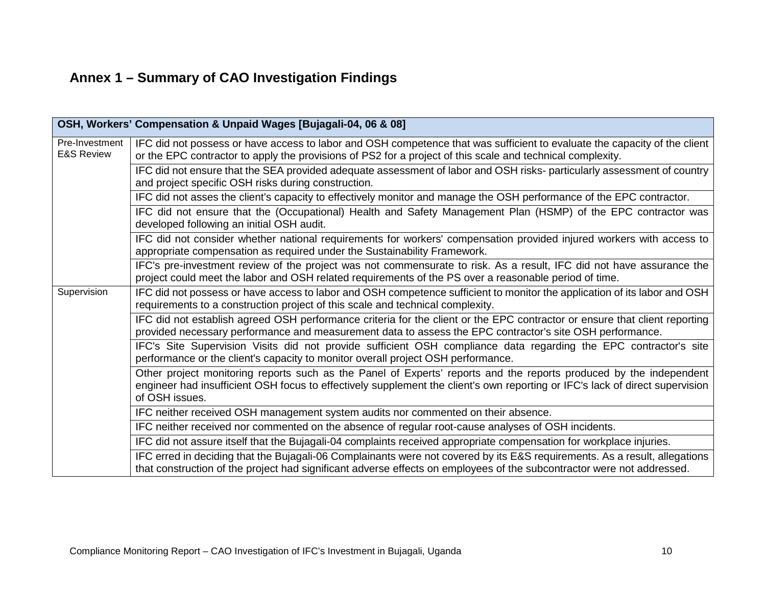## Annex 1 – Summary of CAO Investigation Findings

| OSH, Workers' Compensation & Unpaid Wages [Bujagali-04, 06 & 08] | |
|---|---|
| Pre-Investment E&S Review | IFC did not possess or have access to labor and OSH competence that was sufficient to evaluate the capacity of the client or the EPC contractor to apply the provisions of PS2 for a project of this scale and technical complexity. |
| | IFC did not ensure that the SEA provided adequate assessment of labor and OSH risks- particularly assessment of country and project specific OSH risks during construction. |
| | IFC did not asses the client's capacity to effectively monitor and manage the OSH performance of the EPC contractor. |
| | IFC did not ensure that the (Occupational) Health and Safety Management Plan (HSMP) of the EPC contractor was developed following an initial OSH audit. |
| | IFC did not consider whether national requirements for workers' compensation provided injured workers with access to appropriate compensation as required under the Sustainability Framework. |
| | IFC's pre-investment review of the project was not commensurate to risk. As a result, IFC did not have assurance the project could meet the labor and OSH related requirements of the PS over a reasonable period of time. |
| Supervision | IFC did not possess or have access to labor and OSH competence sufficient to monitor the application of its labor and OSH requirements to a construction project of this scale and technical complexity. |
| | IFC did not establish agreed OSH performance criteria for the client or the EPC contractor or ensure that client reporting provided necessary performance and measurement data to assess the EPC contractor's site OSH performance. |
| | IFC's Site Supervision Visits did not provide sufficient OSH compliance data regarding the EPC contractor's site performance or the client's capacity to monitor overall project OSH performance. |
| | Other project monitoring reports such as the Panel of Experts' reports and the reports produced by the independent engineer had insufficient OSH focus to effectively supplement the client's own reporting or IFC's lack of direct supervision of OSH issues. |
| | IFC neither received OSH management system audits nor commented on their absence. |
| | IFC neither received nor commented on the absence of regular root-cause analyses of OSH incidents. |
| | IFC did not assure itself that the Bujagali-04 complaints received appropriate compensation for workplace injuries. |
| | IFC erred in deciding that the Bujagali-06 Complainants were not covered by its E&S requirements. As a result, allegations that construction of the project had significant adverse effects on employees of the subcontractor were not addressed. |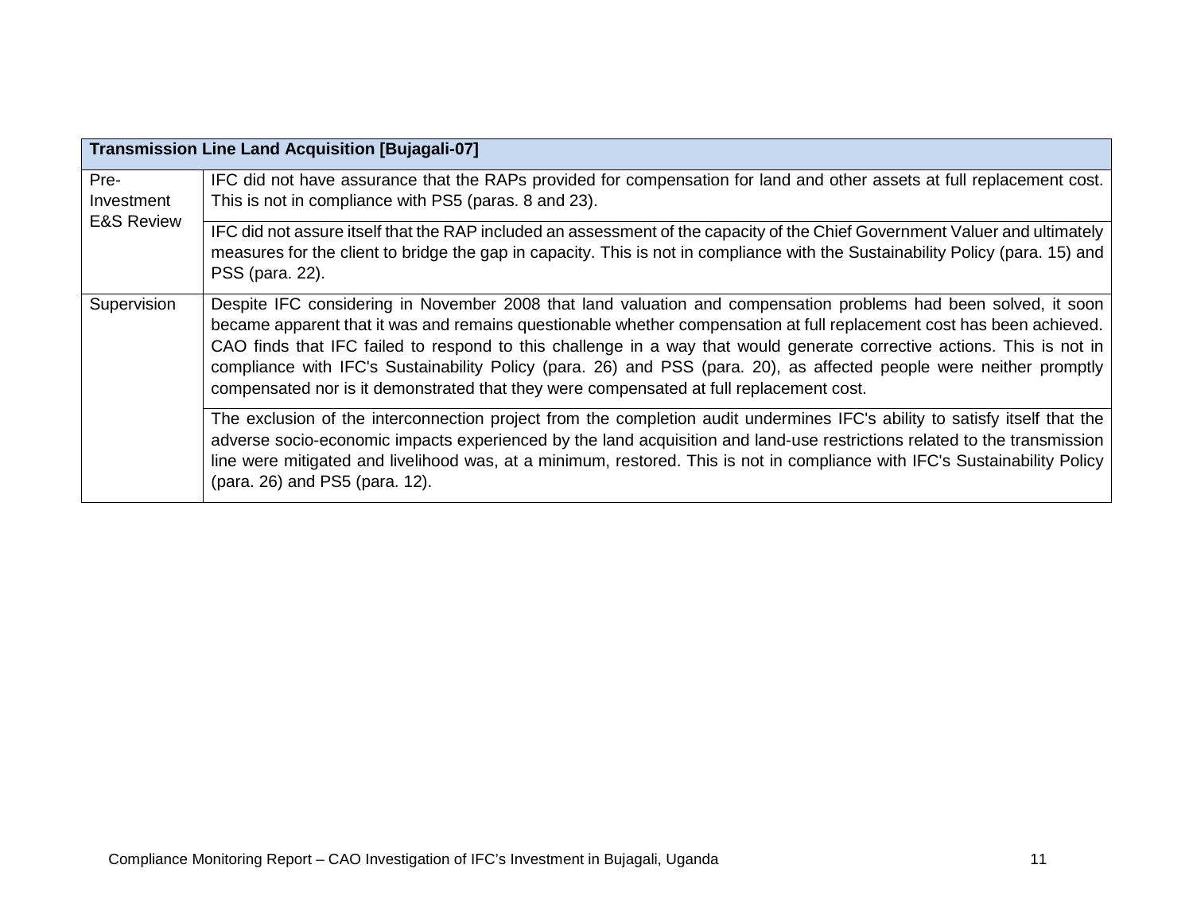| Transmission Line Land Acquisition [Bujagali-07] | |
|---|---|
| Pre-Investment E&S Review | IFC did not have assurance that the RAPs provided for compensation for land and other assets at full replacement cost. This is not in compliance with PS5 (paras. 8 and 23). |
| | IFC did not assure itself that the RAP included an assessment of the capacity of the Chief Government Valuer and ultimately measures for the client to bridge the gap in capacity. This is not in compliance with the Sustainability Policy (para. 15) and PSS (para. 22). |
| Supervision | Despite IFC considering in November 2008 that land valuation and compensation problems had been solved, it soon became apparent that it was and remains questionable whether compensation at full replacement cost has been achieved. CAO finds that IFC failed to respond to this challenge in a way that would generate corrective actions. This is not in compliance with IFC's Sustainability Policy (para. 26) and PSS (para. 20), as affected people were neither promptly compensated nor is it demonstrated that they were compensated at full replacement cost. |
| | The exclusion of the interconnection project from the completion audit undermines IFC's ability to satisfy itself that the adverse socio-economic impacts experienced by the land acquisition and land-use restrictions related to the transmission line were mitigated and livelihood was, at a minimum, restored. This is not in compliance with IFC's Sustainability Policy (para. 26) and PS5 (para. 12). |